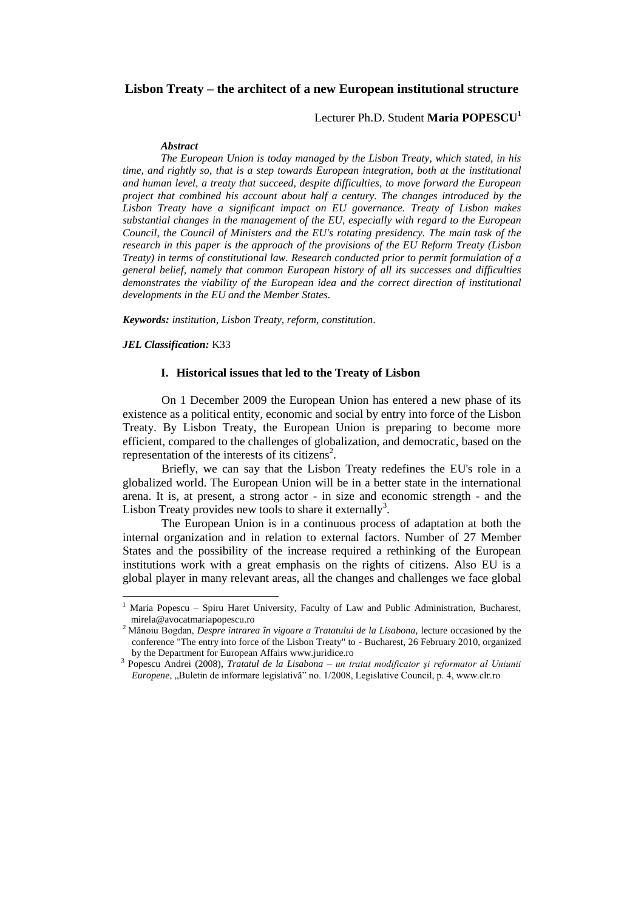# Lisbon Treaty – the architect of a new European institutional structure

Lecturer Ph.D. Student **Maria POPESCU**[1]

***Abstract***

*The European Union is today managed by the Lisbon Treaty, which stated, in his time, and rightly so, that is a step towards European integration, both at the institutional and human level, a treaty that succeed, despite difficulties, to move forward the European project that combined his account about half a century. The changes introduced by the Lisbon Treaty have a significant impact on EU governance. Treaty of Lisbon makes substantial changes in the management of the EU, especially with regard to the European Council, the Council of Ministers and the EU's rotating presidency. The main task of the research in this paper is the approach of the provisions of the EU Reform Treaty (Lisbon Treaty) in terms of constitutional law. Research conducted prior to permit formulation of a general belief, namely that common European history of all its successes and difficulties demonstrates the viability of the European idea and the correct direction of institutional developments in the EU and the Member States.*

***Keywords:*** *institution, Lisbon Treaty, reform, constitution*.

***JEL Classification:*** K33

## I. Historical issues that led to the Treaty of Lisbon

On 1 December 2009 the European Union has entered a new phase of its existence as a political entity, economic and social by entry into force of the Lisbon Treaty. By Lisbon Treaty, the European Union is preparing to become more efficient, compared to the challenges of globalization, and democratic, based on the representation of the interests of its citizens[2].

Briefly, we can say that the Lisbon Treaty redefines the EU's role in a globalized world. The European Union will be in a better state in the international arena. It is, at present, a strong actor - in size and economic strength - and the Lisbon Treaty provides new tools to share it externally[3].

The European Union is in a continuous process of adaptation at both the internal organization and in relation to external factors. Number of 27 Member States and the possibility of the increase required a rethinking of the European institutions work with a great emphasis on the rights of citizens. Also EU is a global player in many relevant areas, all the changes and challenges we face global

---

[1] Maria Popescu – Spiru Haret University, Faculty of Law and Public Administration, Bucharest, mirela@avocatmariapopescu.ro

[2] Mănoiu Bogdan, *Despre intrarea în vigoare a Tratatului de la Lisabona*, lecture occasioned by the conference "The entry into force of the Lisbon Treaty" to - Bucharest, 26 February 2010, organized by the Department for European Affairs www.juridice.ro

[3] Popescu Andrei (2008), *Tratatul de la Lisabona – un tratat modificator şi reformator al Uniunii Europene*, „Buletin de informare legislativă" no. 1/2008, Legislative Council, p. 4, www.clr.ro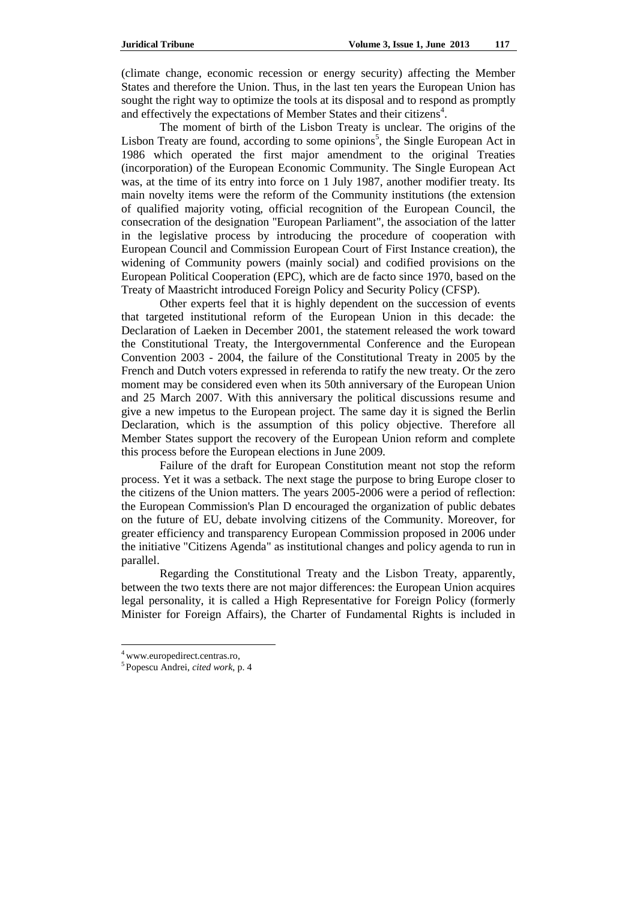(climate change, economic recession or energy security) affecting the Member States and therefore the Union. Thus, in the last ten years the European Union has sought the right way to optimize the tools at its disposal and to respond as promptly and effectively the expectations of Member States and their citizens[4].

The moment of birth of the Lisbon Treaty is unclear. The origins of the Lisbon Treaty are found, according to some opinions[5], the Single European Act in 1986 which operated the first major amendment to the original Treaties (incorporation) of the European Economic Community. The Single European Act was, at the time of its entry into force on 1 July 1987, another modifier treaty. Its main novelty items were the reform of the Community institutions (the extension of qualified majority voting, official recognition of the European Council, the consecration of the designation "European Parliament", the association of the latter in the legislative process by introducing the procedure of cooperation with European Council and Commission European Court of First Instance creation), the widening of Community powers (mainly social) and codified provisions on the European Political Cooperation (EPC), which are de facto since 1970, based on the Treaty of Maastricht introduced Foreign Policy and Security Policy (CFSP).

Other experts feel that it is highly dependent on the succession of events that targeted institutional reform of the European Union in this decade: the Declaration of Laeken in December 2001, the statement released the work toward the Constitutional Treaty, the Intergovernmental Conference and the European Convention 2003 - 2004, the failure of the Constitutional Treaty in 2005 by the French and Dutch voters expressed in referenda to ratify the new treaty. Or the zero moment may be considered even when its 50th anniversary of the European Union and 25 March 2007. With this anniversary the political discussions resume and give a new impetus to the European project. The same day it is signed the Berlin Declaration, which is the assumption of this policy objective. Therefore all Member States support the recovery of the European Union reform and complete this process before the European elections in June 2009.

Failure of the draft for European Constitution meant not stop the reform process. Yet it was a setback. The next stage the purpose to bring Europe closer to the citizens of the Union matters. The years 2005-2006 were a period of reflection: the European Commission's Plan D encouraged the organization of public debates on the future of EU, debate involving citizens of the Community. Moreover, for greater efficiency and transparency European Commission proposed in 2006 under the initiative "Citizens Agenda" as institutional changes and policy agenda to run in parallel.

Regarding the Constitutional Treaty and the Lisbon Treaty, apparently, between the two texts there are not major differences: the European Union acquires legal personality, it is called a High Representative for Foreign Policy (formerly Minister for Foreign Affairs), the Charter of Fundamental Rights is included in

---

[4] www.europedirect.centras.ro,

[5] Popescu Andrei, *cited work*, p. 4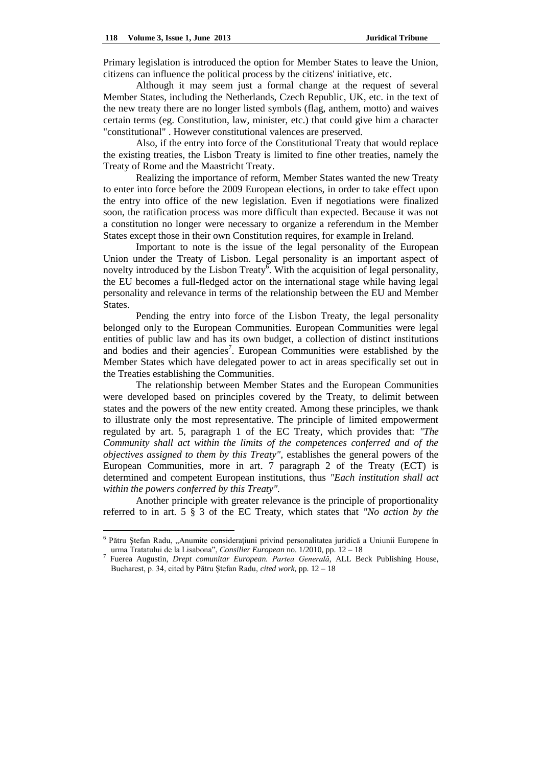Primary legislation is introduced the option for Member States to leave the Union, citizens can influence the political process by the citizens' initiative, etc.

Although it may seem just a formal change at the request of several Member States, including the Netherlands, Czech Republic, UK, etc. in the text of the new treaty there are no longer listed symbols (flag, anthem, motto) and waives certain terms (eg. Constitution, law, minister, etc.) that could give him a character "constitutional" . However constitutional valences are preserved.

Also, if the entry into force of the Constitutional Treaty that would replace the existing treaties, the Lisbon Treaty is limited to fine other treaties, namely the Treaty of Rome and the Maastricht Treaty.

Realizing the importance of reform, Member States wanted the new Treaty to enter into force before the 2009 European elections, in order to take effect upon the entry into office of the new legislation. Even if negotiations were finalized soon, the ratification process was more difficult than expected. Because it was not a constitution no longer were necessary to organize a referendum in the Member States except those in their own Constitution requires, for example in Ireland.

Important to note is the issue of the legal personality of the European Union under the Treaty of Lisbon. Legal personality is an important aspect of novelty introduced by the Lisbon Treaty[6]. With the acquisition of legal personality, the EU becomes a full-fledged actor on the international stage while having legal personality and relevance in terms of the relationship between the EU and Member States.

Pending the entry into force of the Lisbon Treaty, the legal personality belonged only to the European Communities. European Communities were legal entities of public law and has its own budget, a collection of distinct institutions and bodies and their agencies[7]. European Communities were established by the Member States which have delegated power to act in areas specifically set out in the Treaties establishing the Communities.

The relationship between Member States and the European Communities were developed based on principles covered by the Treaty, to delimit between states and the powers of the new entity created. Among these principles, we thank to illustrate only the most representative. The principle of limited empowerment regulated by art. 5, paragraph 1 of the EC Treaty, which provides that: *"The Community shall act within the limits of the competences conferred and of the objectives assigned to them by this Treaty"*, establishes the general powers of the European Communities, more in art. 7 paragraph 2 of the Treaty (ECT) is determined and competent European institutions, thus *"Each institution shall act within the powers conferred by this Treaty"*.

Another principle with greater relevance is the principle of proportionality referred to in art. 5 § 3 of the EC Treaty, which states that *"No action by the*

---

[6] Pătru Ștefan Radu, „Anumite considerațiuni privind personalitatea juridică a Uniunii Europene în urma Tratatului de la Lisabona", *Consilier European* no. 1/2010, pp. 12 – 18

[7] Fuerea Augustin, *Drept comunitar European. Partea Generală*, ALL Beck Publishing House, Bucharest, p. 34, cited by Pătru Ştefan Radu, *cited work*, pp. 12 – 18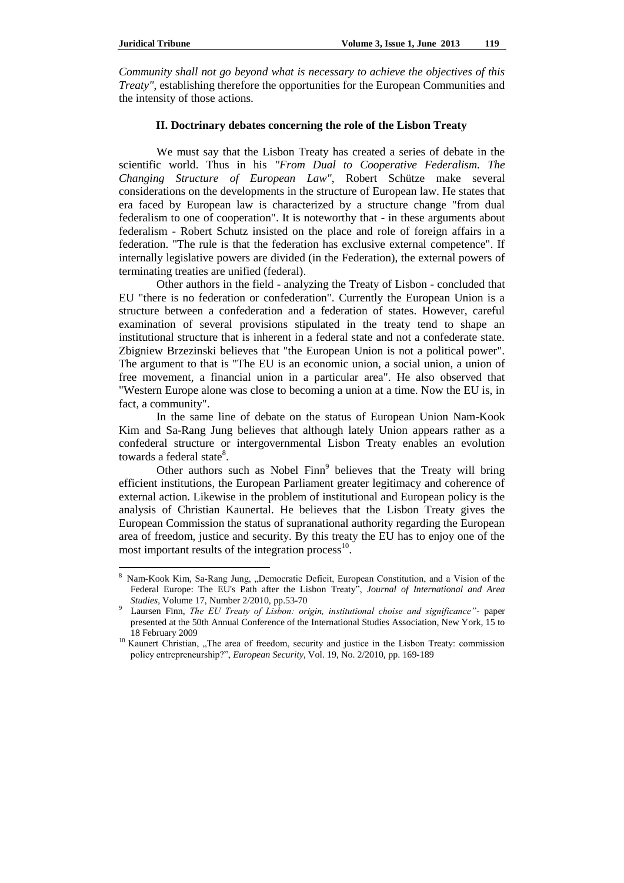*Community shall not go beyond what is necessary to achieve the objectives of this Treaty"*, establishing therefore the opportunities for the European Communities and the intensity of those actions.

## II. Doctrinary debates concerning the role of the Lisbon Treaty

We must say that the Lisbon Treaty has created a series of debate in the scientific world. Thus in his *"From Dual to Cooperative Federalism. The Changing Structure of European Law"*, Robert Schütze make several considerations on the developments in the structure of European law. He states that era faced by European law is characterized by a structure change "from dual federalism to one of cooperation". It is noteworthy that - in these arguments about federalism - Robert Schutz insisted on the place and role of foreign affairs in a federation. "The rule is that the federation has exclusive external competence". If internally legislative powers are divided (in the Federation), the external powers of terminating treaties are unified (federal).

Other authors in the field - analyzing the Treaty of Lisbon - concluded that EU "there is no federation or confederation". Currently the European Union is a structure between a confederation and a federation of states. However, careful examination of several provisions stipulated in the treaty tend to shape an institutional structure that is inherent in a federal state and not a confederate state. Zbigniew Brzezinski believes that "the European Union is not a political power". The argument to that is "The EU is an economic union, a social union, a union of free movement, a financial union in a particular area". He also observed that "Western Europe alone was close to becoming a union at a time. Now the EU is, in fact, a community".

In the same line of debate on the status of European Union Nam-Kook Kim and Sa-Rang Jung believes that although lately Union appears rather as a confederal structure or intergovernmental Lisbon Treaty enables an evolution towards a federal state[8].

Other authors such as Nobel Finn[9] believes that the Treaty will bring efficient institutions, the European Parliament greater legitimacy and coherence of external action. Likewise in the problem of institutional and European policy is the analysis of Christian Kaunertal. He believes that the Lisbon Treaty gives the European Commission the status of supranational authority regarding the European area of freedom, justice and security. By this treaty the EU has to enjoy one of the most important results of the integration process[10].

---

[8] Nam-Kook Kim, Sa-Rang Jung, „Democratic Deficit, European Constitution, and a Vision of the Federal Europe: The EU's Path after the Lisbon Treaty", *Journal of International and Area Studies*, Volume 17, Number 2/2010, pp.53-70

[9] Laursen Finn, *The EU Treaty of Lisbon: origin, institutional choise and significance"*- paper presented at the 50th Annual Conference of the International Studies Association, New York, 15 to 18 February 2009

[10] Kaunert Christian, „The area of freedom, security and justice in the Lisbon Treaty: commission policy entrepreneurship?", *European Security*, Vol. 19, No. 2/2010, pp. 169-189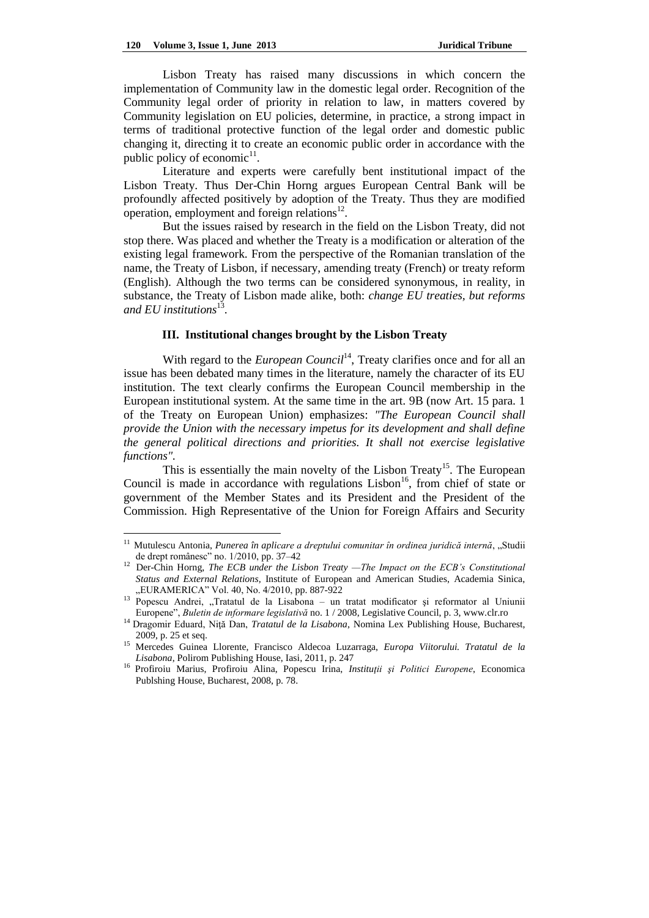Lisbon Treaty has raised many discussions in which concern the implementation of Community law in the domestic legal order. Recognition of the Community legal order of priority in relation to law, in matters covered by Community legislation on EU policies, determine, in practice, a strong impact in terms of traditional protective function of the legal order and domestic public changing it, directing it to create an economic public order in accordance with the public policy of economic[11].

Literature and experts were carefully bent institutional impact of the Lisbon Treaty. Thus Der-Chin Horng argues European Central Bank will be profoundly affected positively by adoption of the Treaty. Thus they are modified operation, employment and foreign relations[12].

But the issues raised by research in the field on the Lisbon Treaty, did not stop there. Was placed and whether the Treaty is a modification or alteration of the existing legal framework. From the perspective of the Romanian translation of the name, the Treaty of Lisbon, if necessary, amending treaty (French) or treaty reform (English). Although the two terms can be considered synonymous, in reality, in substance, the Treaty of Lisbon made alike, both: *change EU treaties, but reforms and EU institutions*[13].

### III. Institutional changes brought by the Lisbon Treaty

With regard to the *European Council*[14], Treaty clarifies once and for all an issue has been debated many times in the literature, namely the character of its EU institution. The text clearly confirms the European Council membership in the European institutional system. At the same time in the art. 9B (now Art. 15 para. 1 of the Treaty on European Union) emphasizes: *"The European Council shall provide the Union with the necessary impetus for its development and shall define the general political directions and priorities. It shall not exercise legislative functions".*

This is essentially the main novelty of the Lisbon Treaty[15]. The European Council is made in accordance with regulations Lisbon[16], from chief of state or government of the Member States and its President and the President of the Commission. High Representative of the Union for Foreign Affairs and Security

---

[11] Mutulescu Antonia, *Punerea în aplicare a dreptului comunitar în ordinea juridică internă*, „Studii de drept românesc" no. 1/2010, pp. 37–42

[12] Der-Chin Horng, *The ECB under the Lisbon Treaty —The Impact on the ECB's Constitutional Status and External Relations*, Institute of European and American Studies, Academia Sinica, „EURAMERICA" Vol. 40, No. 4/2010, pp. 887-922

[13] Popescu Andrei, „Tratatul de la Lisabona – un tratat modificator şi reformator al Uniunii Europene", *Buletin de informare legislativă* no. 1 / 2008, Legislative Council, p. 3, www.clr.ro

[14] Dragomir Eduard, Niţă Dan, *Tratatul de la Lisabona*, Nomina Lex Publishing House, Bucharest, 2009, p. 25 et seq.

[15] Mercedes Guinea Llorente, Francisco Aldecoa Luzarraga, *Europa Viitorului. Tratatul de la Lisabona*, Polirom Publishing House, Iasi, 2011, p. 247

[16] Profiroiu Marius, Profiroiu Alina, Popescu Irina, *Instituţii şi Politici Europene*, Economica Publshing House, Bucharest, 2008, p. 78.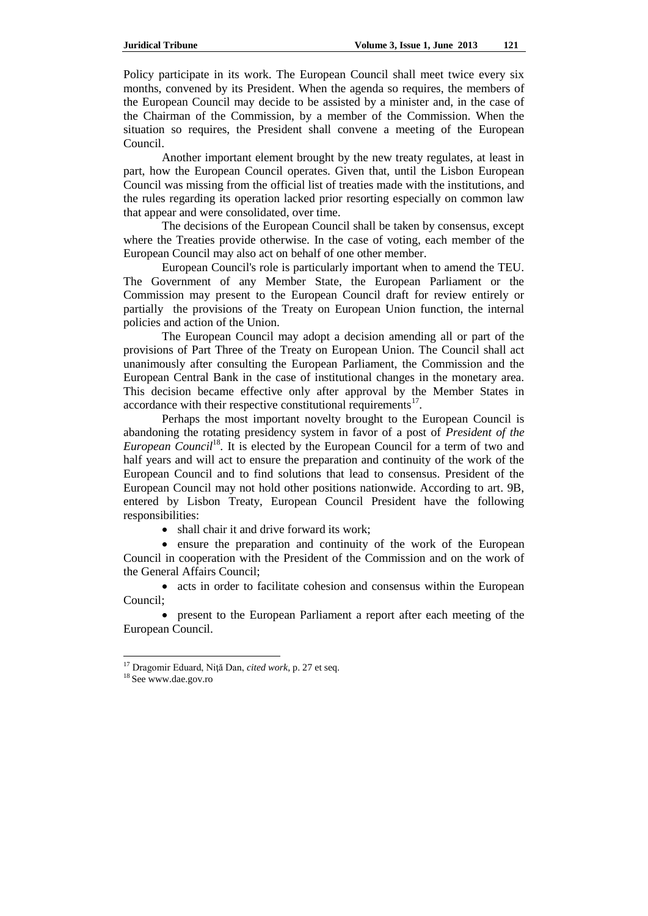Policy participate in its work. The European Council shall meet twice every six months, convened by its President. When the agenda so requires, the members of the European Council may decide to be assisted by a minister and, in the case of the Chairman of the Commission, by a member of the Commission. When the situation so requires, the President shall convene a meeting of the European Council.

Another important element brought by the new treaty regulates, at least in part, how the European Council operates. Given that, until the Lisbon European Council was missing from the official list of treaties made with the institutions, and the rules regarding its operation lacked prior resorting especially on common law that appear and were consolidated, over time.

The decisions of the European Council shall be taken by consensus, except where the Treaties provide otherwise. In the case of voting, each member of the European Council may also act on behalf of one other member.

European Council's role is particularly important when to amend the TEU. The Government of any Member State, the European Parliament or the Commission may present to the European Council draft for review entirely or partially the provisions of the Treaty on European Union function, the internal policies and action of the Union.

The European Council may adopt a decision amending all or part of the provisions of Part Three of the Treaty on European Union. The Council shall act unanimously after consulting the European Parliament, the Commission and the European Central Bank in the case of institutional changes in the monetary area. This decision became effective only after approval by the Member States in accordance with their respective constitutional requirements[17].

Perhaps the most important novelty brought to the European Council is abandoning the rotating presidency system in favor of a post of *President of the European Council*[18]. It is elected by the European Council for a term of two and half years and will act to ensure the preparation and continuity of the work of the European Council and to find solutions that lead to consensus. President of the European Council may not hold other positions nationwide. According to art. 9B, entered by Lisbon Treaty, European Council President have the following responsibilities:

- shall chair it and drive forward its work;
- ensure the preparation and continuity of the work of the European Council in cooperation with the President of the Commission and on the work of the General Affairs Council;
- acts in order to facilitate cohesion and consensus within the European Council;
- present to the European Parliament a report after each meeting of the European Council.

---

[17] Dragomir Eduard, Niţă Dan, *cited work*, p. 27 et seq.

[18] See www.dae.gov.ro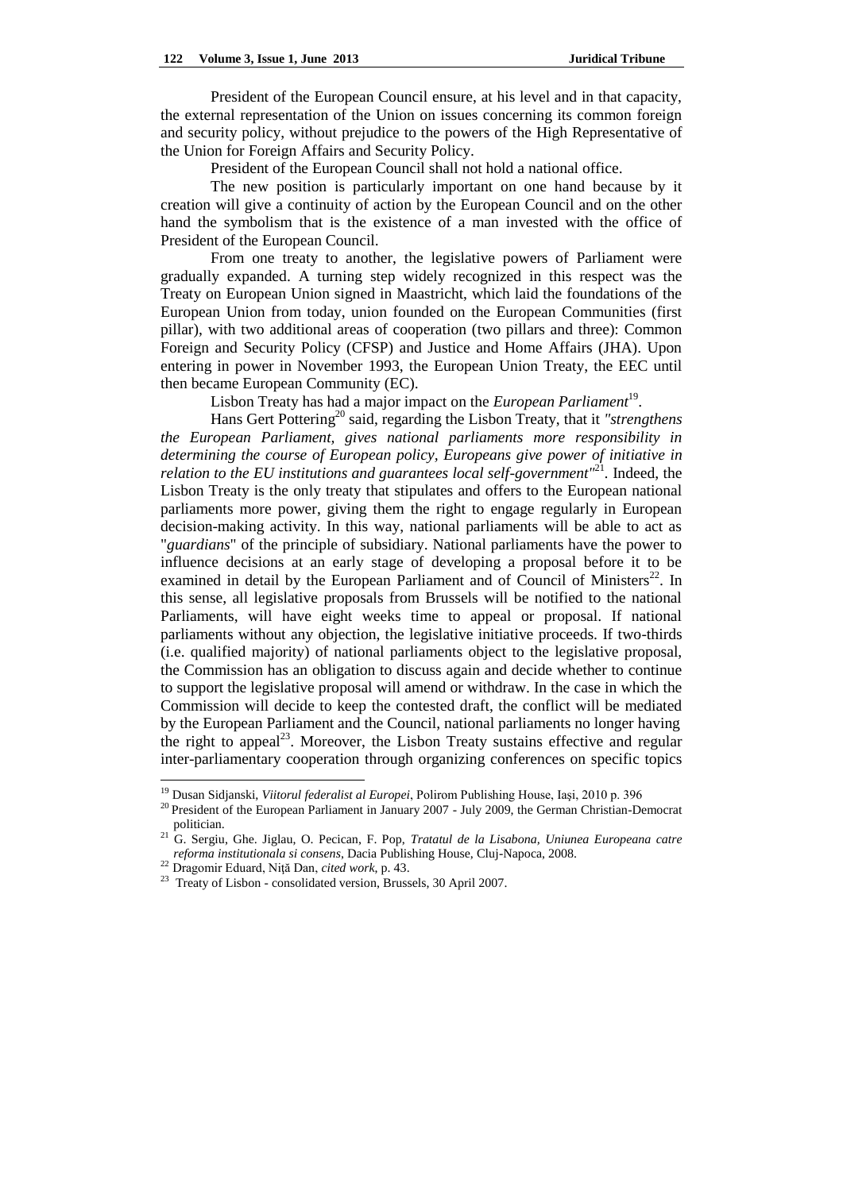President of the European Council ensure, at his level and in that capacity, the external representation of the Union on issues concerning its common foreign and security policy, without prejudice to the powers of the High Representative of the Union for Foreign Affairs and Security Policy.

President of the European Council shall not hold a national office.

The new position is particularly important on one hand because by it creation will give a continuity of action by the European Council and on the other hand the symbolism that is the existence of a man invested with the office of President of the European Council.

From one treaty to another, the legislative powers of Parliament were gradually expanded. A turning step widely recognized in this respect was the Treaty on European Union signed in Maastricht, which laid the foundations of the European Union from today, union founded on the European Communities (first pillar), with two additional areas of cooperation (two pillars and three): Common Foreign and Security Policy (CFSP) and Justice and Home Affairs (JHA). Upon entering in power in November 1993, the European Union Treaty, the EEC until then became European Community (EC).

Lisbon Treaty has had a major impact on the *European Parliament*[19].

Hans Gert Pottering[20] said, regarding the Lisbon Treaty, that it *"strengthens the European Parliament, gives national parliaments more responsibility in determining the course of European policy, Europeans give power of initiative in relation to the EU institutions and guarantees local self-government"*[21]. Indeed, the Lisbon Treaty is the only treaty that stipulates and offers to the European national parliaments more power, giving them the right to engage regularly in European decision-making activity. In this way, national parliaments will be able to act as "*guardians*" of the principle of subsidiary. National parliaments have the power to influence decisions at an early stage of developing a proposal before it to be examined in detail by the European Parliament and of Council of Ministers[22]. In this sense, all legislative proposals from Brussels will be notified to the national Parliaments, will have eight weeks time to appeal or proposal. If national parliaments without any objection, the legislative initiative proceeds. If two-thirds (i.e. qualified majority) of national parliaments object to the legislative proposal, the Commission has an obligation to discuss again and decide whether to continue to support the legislative proposal will amend or withdraw. In the case in which the Commission will decide to keep the contested draft, the conflict will be mediated by the European Parliament and the Council, national parliaments no longer having the right to appeal[23]. Moreover, the Lisbon Treaty sustains effective and regular inter-parliamentary cooperation through organizing conferences on specific topics

---

[19] Dusan Sidjanski, *Viitorul federalist al Europei*, Polirom Publishing House, Iaşi, 2010 p. 396

[20] President of the European Parliament in January 2007 - July 2009, the German Christian-Democrat politician.

[21] G. Sergiu, Ghe. Jiglau, O. Pecican, F. Pop, *Tratatul de la Lisabona, Uniunea Europeana catre reforma institutionala si consens*, Dacia Publishing House, Cluj-Napoca, 2008.

[22] Dragomir Eduard, Niţă Dan, *cited work*, p. 43.

[23] Treaty of Lisbon - consolidated version, Brussels, 30 April 2007.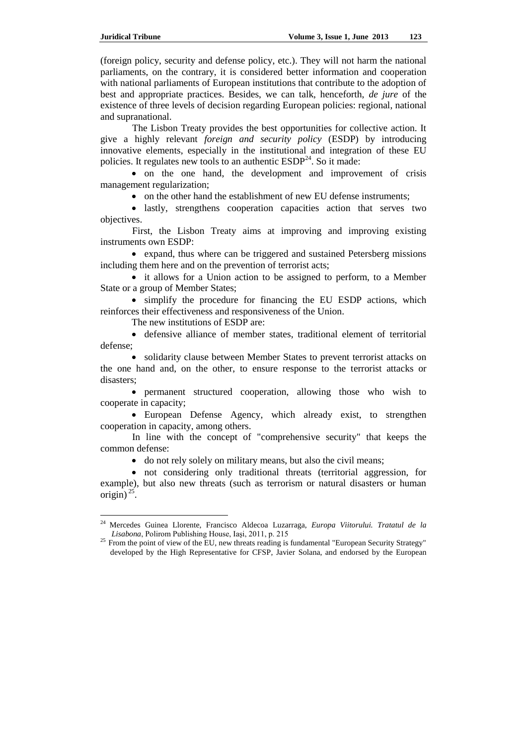(foreign policy, security and defense policy, etc.). They will not harm the national parliaments, on the contrary, it is considered better information and cooperation with national parliaments of European institutions that contribute to the adoption of best and appropriate practices. Besides, we can talk, henceforth, *de jure* of the existence of three levels of decision regarding European policies: regional, national and supranational.

The Lisbon Treaty provides the best opportunities for collective action. It give a highly relevant *foreign and security policy* (ESDP) by introducing innovative elements, especially in the institutional and integration of these EU policies. It regulates new tools to an authentic ESDP[24]. So it made:

- on the one hand, the development and improvement of crisis management regularization;
- on the other hand the establishment of new EU defense instruments;
- lastly, strengthens cooperation capacities action that serves two objectives.

First, the Lisbon Treaty aims at improving and improving existing instruments own ESDP:

- expand, thus where can be triggered and sustained Petersberg missions including them here and on the prevention of terrorist acts;
- it allows for a Union action to be assigned to perform, to a Member State or a group of Member States;
- simplify the procedure for financing the EU ESDP actions, which reinforces their effectiveness and responsiveness of the Union.

The new institutions of ESDP are:

- defensive alliance of member states, traditional element of territorial defense;
- solidarity clause between Member States to prevent terrorist attacks on the one hand and, on the other, to ensure response to the terrorist attacks or disasters;
- permanent structured cooperation, allowing those who wish to cooperate in capacity;
- European Defense Agency, which already exist, to strengthen cooperation in capacity, among others.

In line with the concept of "comprehensive security" that keeps the common defense:

- do not rely solely on military means, but also the civil means;
- not considering only traditional threats (territorial aggression, for example), but also new threats (such as terrorism or natural disasters or human origin)[25].

---

[24] Mercedes Guinea Llorente, Francisco Aldecoa Luzarraga, *Europa Viitorului. Tratatul de la Lisabona*, Polirom Publishing House, Iaşi, 2011, p. 215

[25] From the point of view of the EU, new threats reading is fundamental "European Security Strategy" developed by the High Representative for CFSP, Javier Solana, and endorsed by the European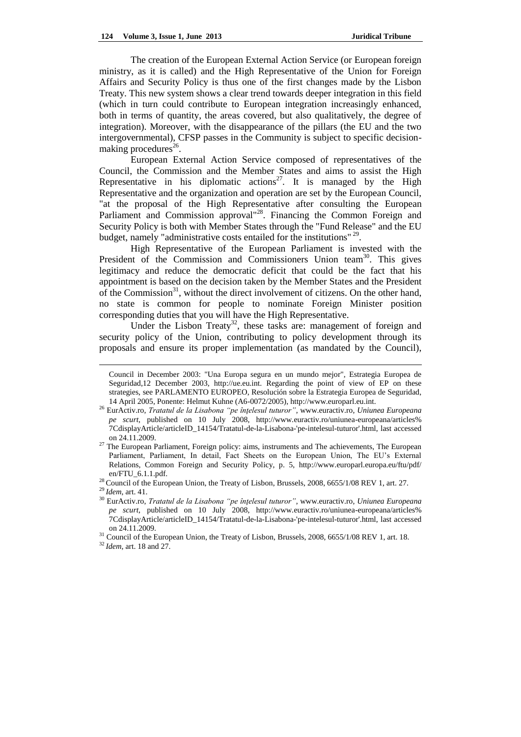The creation of the European External Action Service (or European foreign ministry, as it is called) and the High Representative of the Union for Foreign Affairs and Security Policy is thus one of the first changes made by the Lisbon Treaty. This new system shows a clear trend towards deeper integration in this field (which in turn could contribute to European integration increasingly enhanced, both in terms of quantity, the areas covered, but also qualitatively, the degree of integration). Moreover, with the disappearance of the pillars (the EU and the two intergovernmental), CFSP passes in the Community is subject to specific decision-making procedures[26].

European External Action Service composed of representatives of the Council, the Commission and the Member States and aims to assist the High Representative in his diplomatic actions[27]. It is managed by the High Representative and the organization and operation are set by the European Council, "at the proposal of the High Representative after consulting the European Parliament and Commission approval"[28]. Financing the Common Foreign and Security Policy is both with Member States through the "Fund Release" and the EU budget, namely "administrative costs entailed for the institutions"[29].

High Representative of the European Parliament is invested with the President of the Commission and Commissioners Union team[30]. This gives legitimacy and reduce the democratic deficit that could be the fact that his appointment is based on the decision taken by the Member States and the President of the Commission[31], without the direct involvement of citizens. On the other hand, no state is common for people to nominate Foreign Minister position corresponding duties that you will have the High Representative.

Under the Lisbon Treaty[32], these tasks are: management of foreign and security policy of the Union, contributing to policy development through its proposals and ensure its proper implementation (as mandated by the Council),

---

Council in December 2003: "Una Europa segura en un mundo mejor", Estrategia Europea de Seguridad,12 December 2003, http://ue.eu.int. Regarding the point of view of EP on these strategies, see PARLAMENTO EUROPEO, Resolución sobre la Estrategia Europea de Seguridad, 14 April 2005, Ponente: Helmut Kuhne (A6-0072/2005), http://www.europarl.eu.int.

[26] EurActiv.ro, *Tratatul de la Lisabona "pe înţelesul tuturor"*, www.euractiv.ro, *Uniunea Europeana pe scurt*, published on 10 July 2008, http://www.euractiv.ro/uniunea-europeana/articles%7CdisplayArticle/articleID_14154/Tratatul-de-la-Lisabona-'pe-intelesul-tuturor'.html, last accessed on 24.11.2009.

[27] The European Parliament, Foreign policy: aims, instruments and The achievements, The European Parliament, Parliament, In detail, Fact Sheets on the European Union, The EU's External Relations, Common Foreign and Security Policy, p. 5, http://www.europarl.europa.eu/ftu/pdf/en/FTU_6.1.1.pdf.

[28] Council of the European Union, the Treaty of Lisbon, Brussels, 2008, 6655/1/08 REV 1, art. 27.

[29] *Idem*, art. 41.

[30] EurActiv.ro, *Tratatul de la Lisabona "pe înţelesul tuturor"*, www.euractiv.ro, *Uniunea Europeana pe scurt*, published on 10 July 2008, http://www.euractiv.ro/uniunea-europeana/articles%7CdisplayArticle/articleID_14154/Tratatul-de-la-Lisabona-'pe-intelesul-tuturor'.html, last accessed on 24.11.2009.

[31] Council of the European Union, the Treaty of Lisbon, Brussels, 2008, 6655/1/08 REV 1, art. 18.

[32] *Idem*, art. 18 and 27.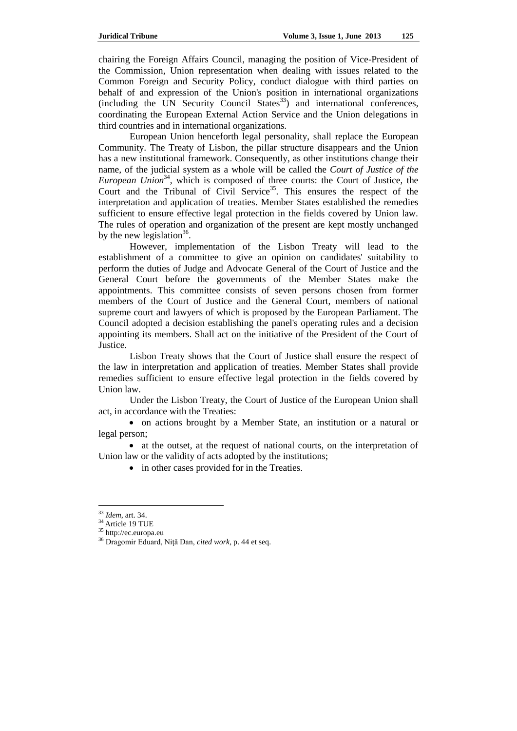chairing the Foreign Affairs Council, managing the position of Vice-President of the Commission, Union representation when dealing with issues related to the Common Foreign and Security Policy, conduct dialogue with third parties on behalf of and expression of the Union's position in international organizations (including the UN Security Council States[33]) and international conferences, coordinating the European External Action Service and the Union delegations in third countries and in international organizations.

European Union henceforth legal personality, shall replace the European Community. The Treaty of Lisbon, the pillar structure disappears and the Union has a new institutional framework. Consequently, as other institutions change their name, of the judicial system as a whole will be called the *Court of Justice of the European Union*[34], which is composed of three courts: the Court of Justice, the Court and the Tribunal of Civil Service[35]. This ensures the respect of the interpretation and application of treaties. Member States established the remedies sufficient to ensure effective legal protection in the fields covered by Union law. The rules of operation and organization of the present are kept mostly unchanged by the new legislation[36].

However, implementation of the Lisbon Treaty will lead to the establishment of a committee to give an opinion on candidates' suitability to perform the duties of Judge and Advocate General of the Court of Justice and the General Court before the governments of the Member States make the appointments. This committee consists of seven persons chosen from former members of the Court of Justice and the General Court, members of national supreme court and lawyers of which is proposed by the European Parliament. The Council adopted a decision establishing the panel's operating rules and a decision appointing its members. Shall act on the initiative of the President of the Court of Justice.

Lisbon Treaty shows that the Court of Justice shall ensure the respect of the law in interpretation and application of treaties. Member States shall provide remedies sufficient to ensure effective legal protection in the fields covered by Union law.

Under the Lisbon Treaty, the Court of Justice of the European Union shall act, in accordance with the Treaties:

- on actions brought by a Member State, an institution or a natural or legal person;
- at the outset, at the request of national courts, on the interpretation of Union law or the validity of acts adopted by the institutions;
- in other cases provided for in the Treaties.

---

[33] *Idem*, art. 34.

[34] Article 19 TUE

[35] http://ec.europa.eu

[36] Dragomir Eduard, Niţă Dan, *cited work*, p. 44 et seq.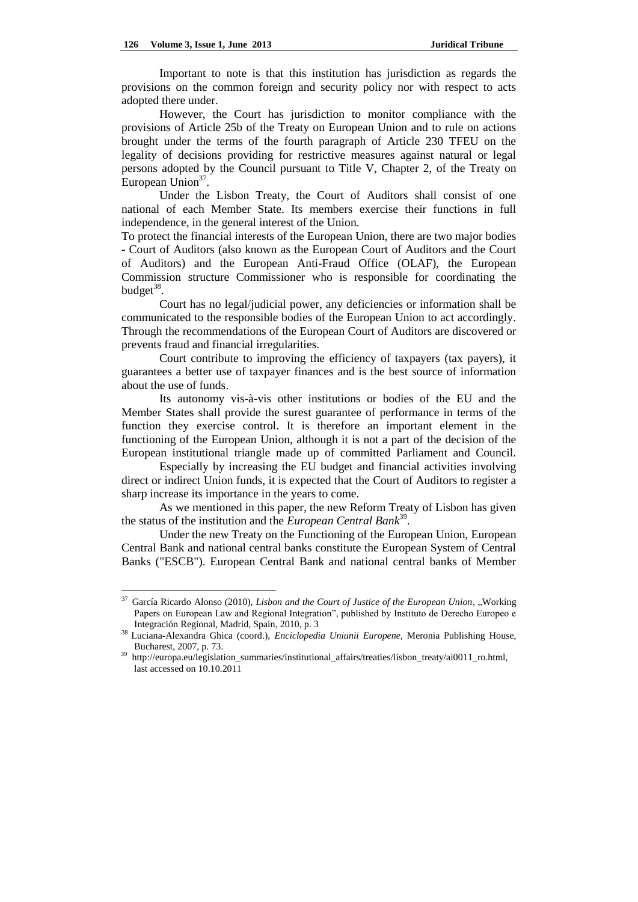Important to note is that this institution has jurisdiction as regards the provisions on the common foreign and security policy nor with respect to acts adopted there under.

However, the Court has jurisdiction to monitor compliance with the provisions of Article 25b of the Treaty on European Union and to rule on actions brought under the terms of the fourth paragraph of Article 230 TFEU on the legality of decisions providing for restrictive measures against natural or legal persons adopted by the Council pursuant to Title V, Chapter 2, of the Treaty on European Union[37].

Under the Lisbon Treaty, the Court of Auditors shall consist of one national of each Member State. Its members exercise their functions in full independence, in the general interest of the Union.

To protect the financial interests of the European Union, there are two major bodies - Court of Auditors (also known as the European Court of Auditors and the Court of Auditors) and the European Anti-Fraud Office (OLAF), the European Commission structure Commissioner who is responsible for coordinating the budget[38].

Court has no legal/judicial power, any deficiencies or information shall be communicated to the responsible bodies of the European Union to act accordingly. Through the recommendations of the European Court of Auditors are discovered or prevents fraud and financial irregularities.

Court contribute to improving the efficiency of taxpayers (tax payers), it guarantees a better use of taxpayer finances and is the best source of information about the use of funds.

Its autonomy vis-à-vis other institutions or bodies of the EU and the Member States shall provide the surest guarantee of performance in terms of the function they exercise control. It is therefore an important element in the functioning of the European Union, although it is not a part of the decision of the European institutional triangle made up of committed Parliament and Council.

Especially by increasing the EU budget and financial activities involving direct or indirect Union funds, it is expected that the Court of Auditors to register a sharp increase its importance in the years to come.

As we mentioned in this paper, the new Reform Treaty of Lisbon has given the status of the institution and the *European Central Bank*[39].

Under the new Treaty on the Functioning of the European Union, European Central Bank and national central banks constitute the European System of Central Banks ("ESCB"). European Central Bank and national central banks of Member

---

[37] García Ricardo Alonso (2010), *Lisbon and the Court of Justice of the European Union*, „Working Papers on European Law and Regional Integration", published by Instituto de Derecho Europeo e Integración Regional, Madrid, Spain, 2010, p. 3

[38] Luciana-Alexandra Ghica (coord.), *Enciclopedia Uniunii Europene*, Meronia Publishing House, Bucharest, 2007, p. 73.

[39] http://europa.eu/legislation_summaries/institutional_affairs/treaties/lisbon_treaty/ai0011_ro.html, last accessed on 10.10.2011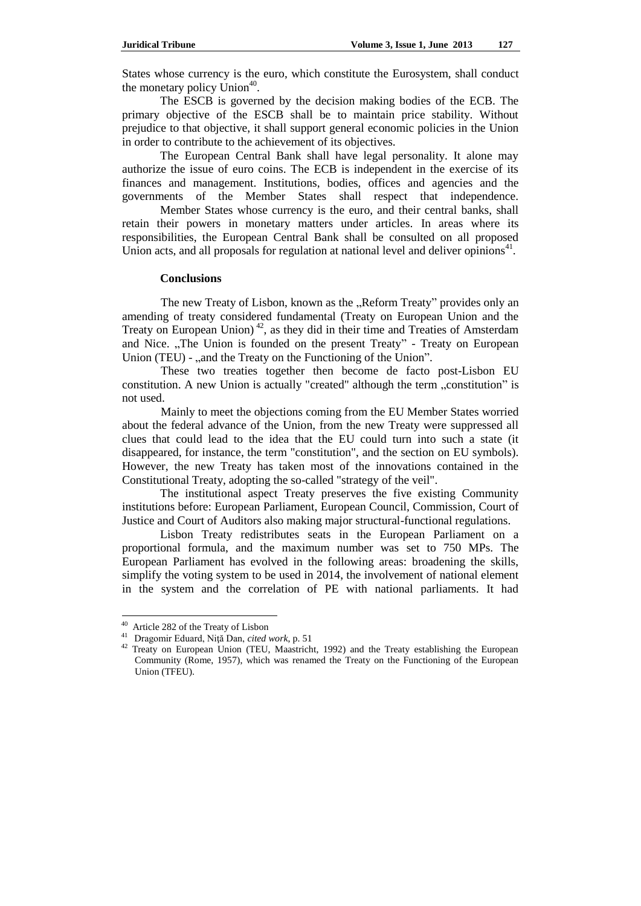States whose currency is the euro, which constitute the Eurosystem, shall conduct the monetary policy Union[40].

The ESCB is governed by the decision making bodies of the ECB. The primary objective of the ESCB shall be to maintain price stability. Without prejudice to that objective, it shall support general economic policies in the Union in order to contribute to the achievement of its objectives.

The European Central Bank shall have legal personality. It alone may authorize the issue of euro coins. The ECB is independent in the exercise of its finances and management. Institutions, bodies, offices and agencies and the governments of the Member States shall respect that independence.

Member States whose currency is the euro, and their central banks, shall retain their powers in monetary matters under articles. In areas where its responsibilities, the European Central Bank shall be consulted on all proposed Union acts, and all proposals for regulation at national level and deliver opinions[41].

**Conclusions**

The new Treaty of Lisbon, known as the „Reform Treaty" provides only an amending of treaty considered fundamental (Treaty on European Union and the Treaty on European Union)[42], as they did in their time and Treaties of Amsterdam and Nice. „The Union is founded on the present Treaty" - Treaty on European Union (TEU) - „and the Treaty on the Functioning of the Union".

These two treaties together then become de facto post-Lisbon EU constitution. A new Union is actually "created" although the term „constitution" is not used.

Mainly to meet the objections coming from the EU Member States worried about the federal advance of the Union, from the new Treaty were suppressed all clues that could lead to the idea that the EU could turn into such a state (it disappeared, for instance, the term "constitution", and the section on EU symbols). However, the new Treaty has taken most of the innovations contained in the Constitutional Treaty, adopting the so-called "strategy of the veil".

The institutional aspect Treaty preserves the five existing Community institutions before: European Parliament, European Council, Commission, Court of Justice and Court of Auditors also making major structural-functional regulations.

Lisbon Treaty redistributes seats in the European Parliament on a proportional formula, and the maximum number was set to 750 MPs. The European Parliament has evolved in the following areas: broadening the skills, simplify the voting system to be used in 2014, the involvement of national element in the system and the correlation of PE with national parliaments. It had

---

[40] Article 282 of the Treaty of Lisbon

[41] Dragomir Eduard, Niţă Dan, *cited work*, p. 51

[42] Treaty on European Union (TEU, Maastricht, 1992) and the Treaty establishing the European Community (Rome, 1957), which was renamed the Treaty on the Functioning of the European Union (TFEU).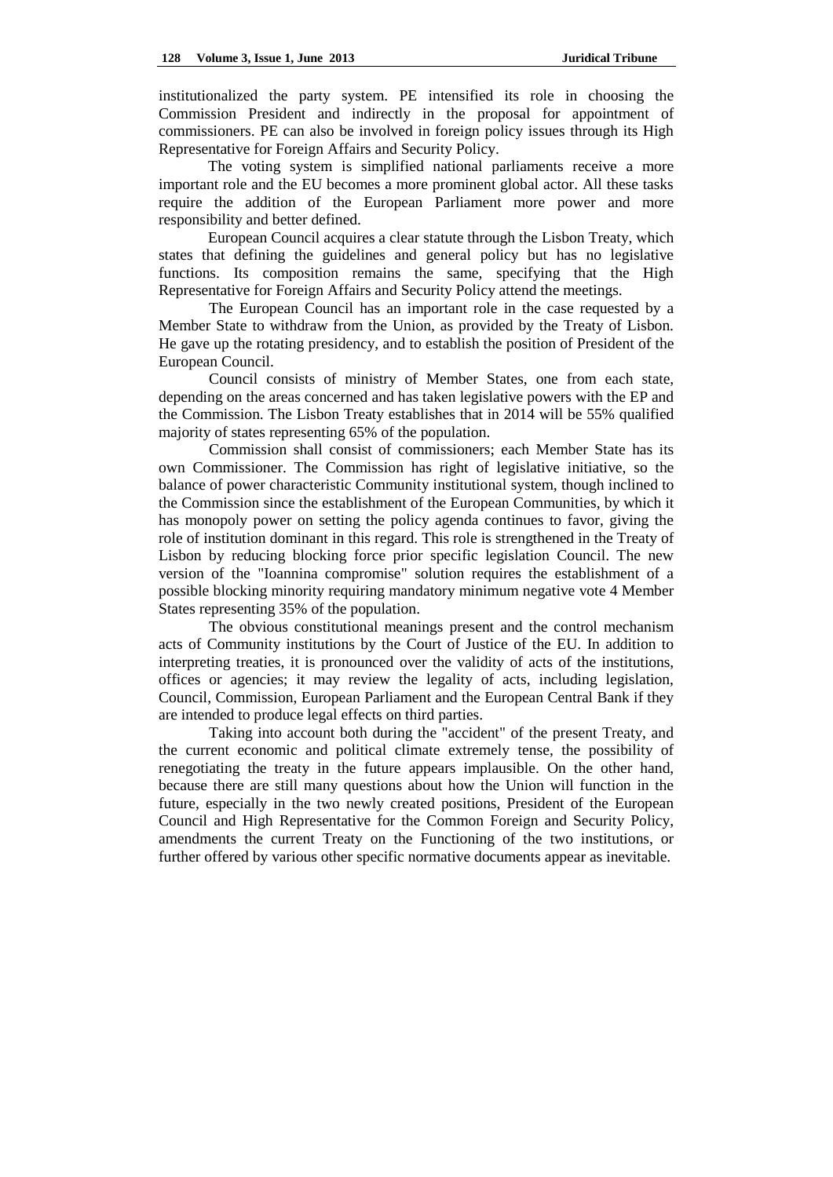institutionalized the party system. PE intensified its role in choosing the Commission President and indirectly in the proposal for appointment of commissioners. PE can also be involved in foreign policy issues through its High Representative for Foreign Affairs and Security Policy.

The voting system is simplified national parliaments receive a more important role and the EU becomes a more prominent global actor. All these tasks require the addition of the European Parliament more power and more responsibility and better defined.

European Council acquires a clear statute through the Lisbon Treaty, which states that defining the guidelines and general policy but has no legislative functions. Its composition remains the same, specifying that the High Representative for Foreign Affairs and Security Policy attend the meetings.

The European Council has an important role in the case requested by a Member State to withdraw from the Union, as provided by the Treaty of Lisbon. He gave up the rotating presidency, and to establish the position of President of the European Council.

Council consists of ministry of Member States, one from each state, depending on the areas concerned and has taken legislative powers with the EP and the Commission. The Lisbon Treaty establishes that in 2014 will be 55% qualified majority of states representing 65% of the population.

Commission shall consist of commissioners; each Member State has its own Commissioner. The Commission has right of legislative initiative, so the balance of power characteristic Community institutional system, though inclined to the Commission since the establishment of the European Communities, by which it has monopoly power on setting the policy agenda continues to favor, giving the role of institution dominant in this regard. This role is strengthened in the Treaty of Lisbon by reducing blocking force prior specific legislation Council. The new version of the "Ioannina compromise" solution requires the establishment of a possible blocking minority requiring mandatory minimum negative vote 4 Member States representing 35% of the population.

The obvious constitutional meanings present and the control mechanism acts of Community institutions by the Court of Justice of the EU. In addition to interpreting treaties, it is pronounced over the validity of acts of the institutions, offices or agencies; it may review the legality of acts, including legislation, Council, Commission, European Parliament and the European Central Bank if they are intended to produce legal effects on third parties.

Taking into account both during the "accident" of the present Treaty, and the current economic and political climate extremely tense, the possibility of renegotiating the treaty in the future appears implausible. On the other hand, because there are still many questions about how the Union will function in the future, especially in the two newly created positions, President of the European Council and High Representative for the Common Foreign and Security Policy, amendments the current Treaty on the Functioning of the two institutions, or further offered by various other specific normative documents appear as inevitable.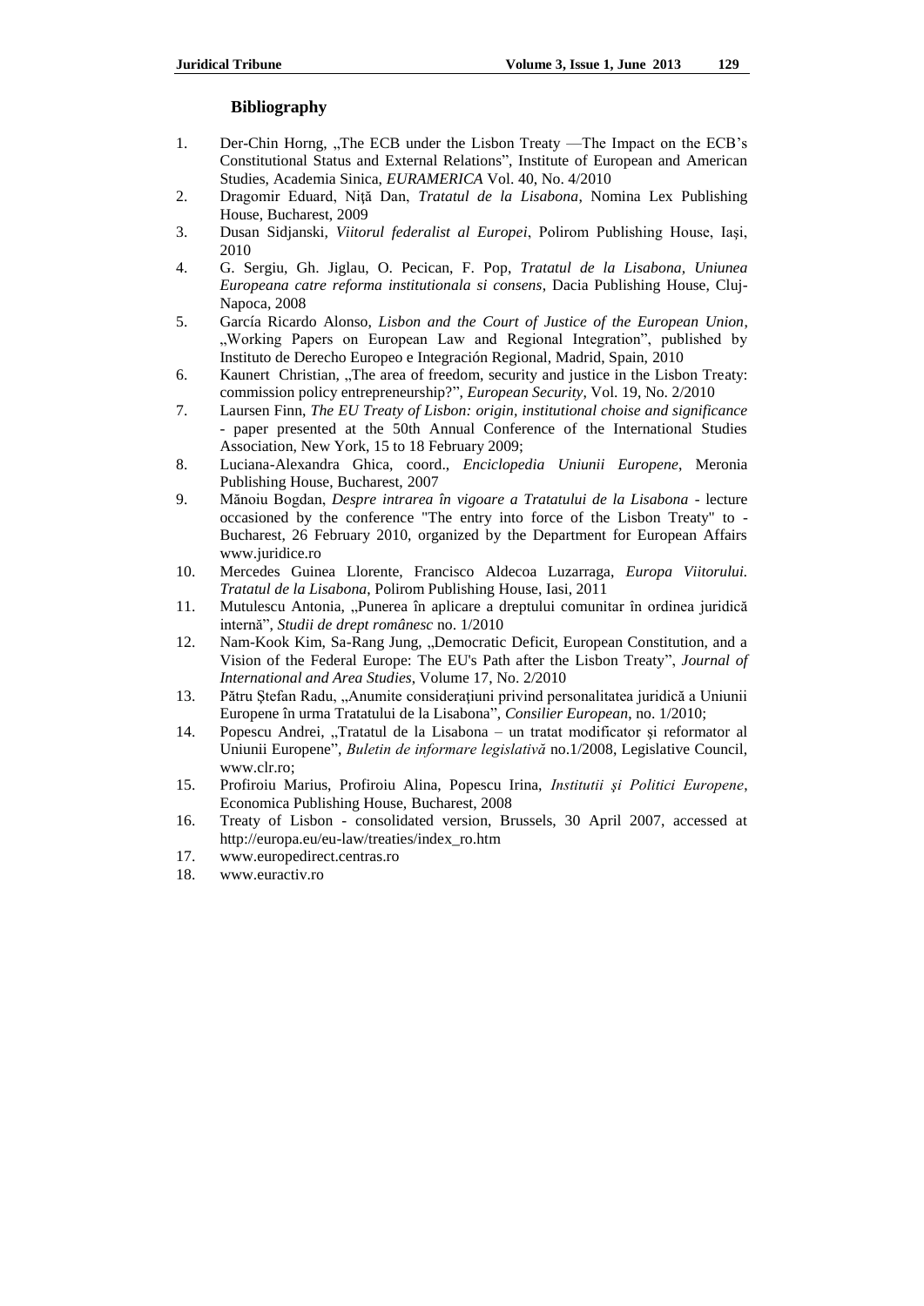## Bibliography

1. Der-Chin Horng, „The ECB under the Lisbon Treaty —The Impact on the ECB's Constitutional Status and External Relations", Institute of European and American Studies, Academia Sinica, *EURAMERICA* Vol. 40, No. 4/2010
2. Dragomir Eduard, Niţă Dan, *Tratatul de la Lisabona*, Nomina Lex Publishing House, Bucharest, 2009
3. Dusan Sidjanski, *Viitorul federalist al Europei*, Polirom Publishing House, Iaşi, 2010
4. G. Sergiu, Gh. Jiglau, O. Pecican, F. Pop, *Tratatul de la Lisabona, Uniunea Europeana catre reforma institutionala si consens*, Dacia Publishing House, Cluj-Napoca, 2008
5. García Ricardo Alonso, *Lisbon and the Court of Justice of the European Union*, „Working Papers on European Law and Regional Integration", published by Instituto de Derecho Europeo e Integración Regional, Madrid, Spain, 2010
6. Kaunert Christian, „The area of freedom, security and justice in the Lisbon Treaty: commission policy entrepreneurship?", *European Security*, Vol. 19, No. 2/2010
7. Laursen Finn, *The EU Treaty of Lisbon: origin, institutional choise and significance* - paper presented at the 50th Annual Conference of the International Studies Association, New York, 15 to 18 February 2009;
8. Luciana-Alexandra Ghica, coord., *Enciclopedia Uniunii Europene*, Meronia Publishing House, Bucharest, 2007
9. Mănoiu Bogdan, *Despre intrarea în vigoare a Tratatului de la Lisabona* - lecture occasioned by the conference "The entry into force of the Lisbon Treaty" to - Bucharest, 26 February 2010, organized by the Department for European Affairs www.juridice.ro
10. Mercedes Guinea Llorente, Francisco Aldecoa Luzarraga, *Europa Viitorului. Tratatul de la Lisabona*, Polirom Publishing House, Iasi, 2011
11. Mutulescu Antonia, „Punerea în aplicare a dreptului comunitar în ordinea juridică internă", *Studii de drept românesc* no. 1/2010
12. Nam-Kook Kim, Sa-Rang Jung, „Democratic Deficit, European Constitution, and a Vision of the Federal Europe: The EU's Path after the Lisbon Treaty", *Journal of International and Area Studies*, Volume 17, No. 2/2010
13. Pătru Ştefan Radu, „Anumite consideraţiuni privind personalitatea juridică a Uniunii Europene în urma Tratatului de la Lisabona", *Consilier European*, no. 1/2010;
14. Popescu Andrei, „Tratatul de la Lisabona – un tratat modificator şi reformator al Uniunii Europene", *Buletin de informare legislativă* no.1/2008, Legislative Council, www.clr.ro;
15. Profiroiu Marius, Profiroiu Alina, Popescu Irina, *Institutii şi Politici Europene*, Economica Publishing House, Bucharest, 2008
16. Treaty of Lisbon - consolidated version, Brussels, 30 April 2007, accessed at http://europa.eu/eu-law/treaties/index_ro.htm
17. www.europedirect.centras.ro
18. www.euractiv.ro